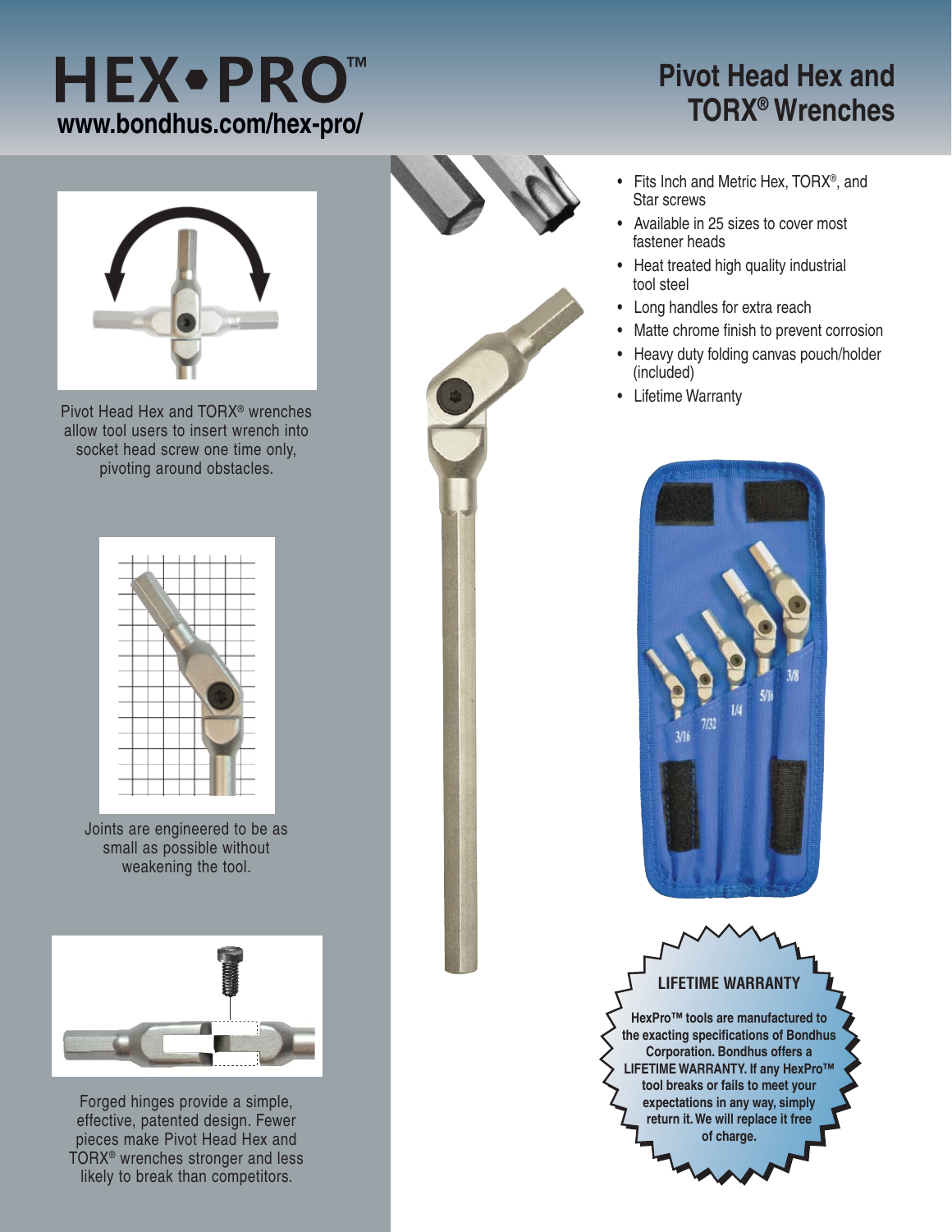# HEX•PRO™

**www.bondhus.com/hex-pro/**

# Pivot Head Hex and TORX® Wrenches

- Fits Inch and Metric Hex, TORX®, and Star screws
- Available in 25 sizes to cover most fastener heads
- Heat treated high quality industrial tool steel
- Long handles for extra reach
- Matte chrome finish to prevent corrosion
- Heavy duty folding canvas pouch/holder (included)
- Lifetime Warranty

Pivot Head Hex and TORX® wrenches allow tool users to insert wrench into socket head screw one time only, pivoting around obstacles.

Joints are engineered to be as small as possible without weakening the tool.

Forged hinges provide a simple, effective, patented design. Fewer pieces make Pivot Head Hex and TORX® wrenches stronger and less likely to break than competitors.

**LIFETIME WARRANTY**

**HexPro™ tools are manufactured to the exacting specifications of Bondhus Corporation. Bondhus offers a LIFETIME WARRANTY. If any HexPro™ tool breaks or fails to meet your expectations in any way, simply return it. We will replace it free of charge.**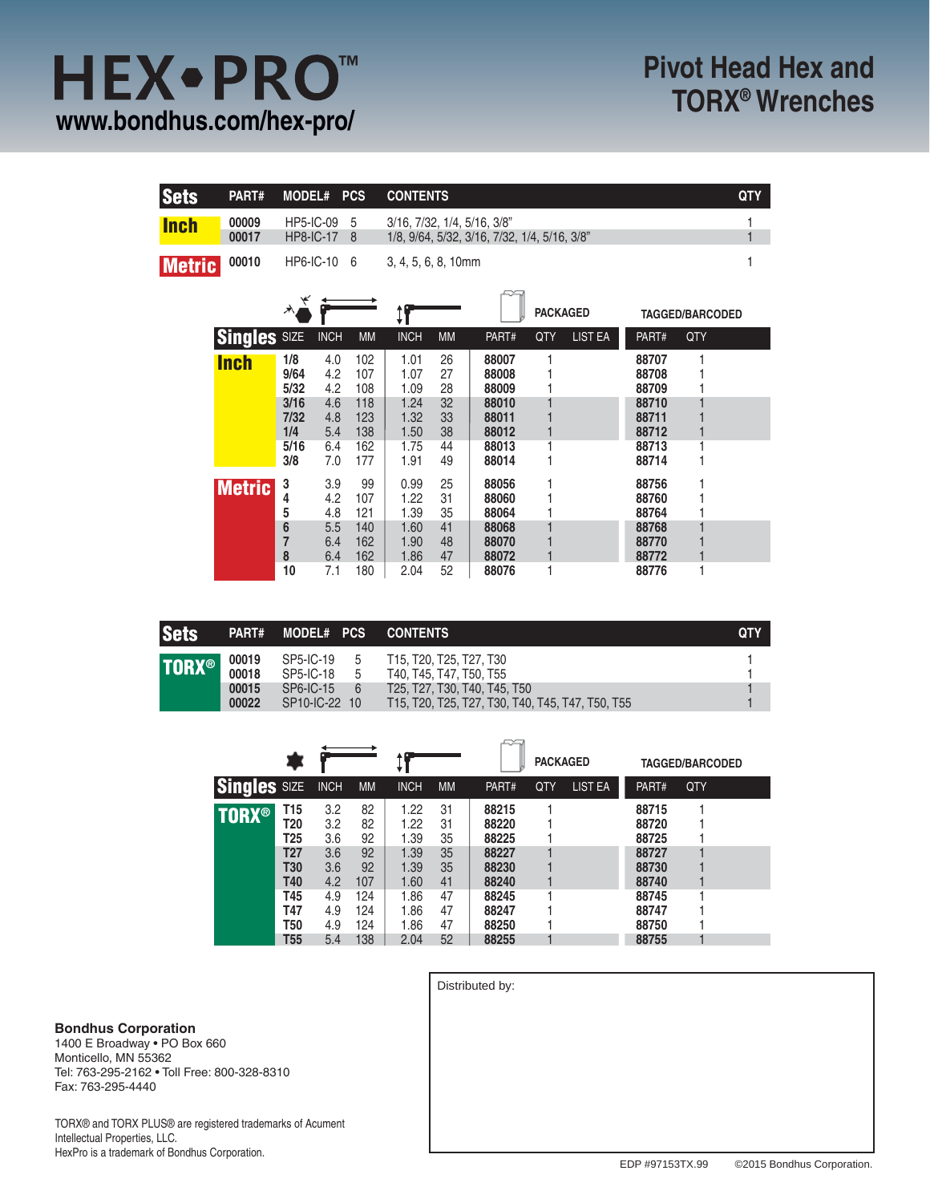# HEX•PRO™

www.bondhus.com/hex-pro/

## Pivot Head Hex and TORX® Wrenches

| Sets | PART# | MODEL# | PCS | CONTENTS | QTY |
|---|---|---|---|---|---|
| Inch | 00009 | HP5-IC-09 | 5 | 3/16, 7/32, 1/4, 5/16, 3/8" | 1 |
| | 00017 | HP8-IC-17 | 8 | 1/8, 9/64, 5/32, 3/16, 7/32, 1/4, 5/16, 3/8" | 1 |
| Metric | 00010 | HP6-IC-10 | 6 | 3, 4, 5, 6, 8, 10mm | 1 |

| | | | | | | PACKAGED | | | TAGGED/BARCODED | |
|---|---|---|---|---|---|---|---|---|---|---|
| Singles | SIZE | INCH | MM | INCH | MM | PART# | QTY | LIST EA | PART# | QTY |
| Inch | 1/8 | 4.0 | 102 | 1.01 | 26 | 88007 | 1 | | 88707 | 1 |
| | 9/64 | 4.2 | 107 | 1.07 | 27 | 88008 | 1 | | 88708 | 1 |
| | 5/32 | 4.2 | 108 | 1.09 | 28 | 88009 | 1 | | 88709 | 1 |
| | 3/16 | 4.6 | 118 | 1.24 | 32 | 88010 | 1 | | 88710 | 1 |
| | 7/32 | 4.8 | 123 | 1.32 | 33 | 88011 | 1 | | 88711 | 1 |
| | 1/4 | 5.4 | 138 | 1.50 | 38 | 88012 | 1 | | 88712 | 1 |
| | 5/16 | 6.4 | 162 | 1.75 | 44 | 88013 | 1 | | 88713 | 1 |
| | 3/8 | 7.0 | 177 | 1.91 | 49 | 88014 | 1 | | 88714 | 1 |
| Metric | 3 | 3.9 | 99 | 0.99 | 25 | 88056 | 1 | | 88756 | 1 |
| | 4 | 4.2 | 107 | 1.22 | 31 | 88060 | 1 | | 88760 | 1 |
| | 5 | 4.8 | 121 | 1.39 | 35 | 88064 | 1 | | 88764 | 1 |
| | 6 | 5.5 | 140 | 1.60 | 41 | 88068 | 1 | | 88768 | 1 |
| | 7 | 6.4 | 162 | 1.90 | 48 | 88070 | 1 | | 88770 | 1 |
| | 8 | 6.4 | 162 | 1.86 | 47 | 88072 | 1 | | 88772 | 1 |
| | 10 | 7.1 | 180 | 2.04 | 52 | 88076 | 1 | | 88776 | 1 |

| Sets | PART# | MODEL# | PCS | CONTENTS | QTY |
|---|---|---|---|---|---|
| TORX® | 00019 | SP5-IC-19 | 5 | T15, T20, T25, T27, T30 | 1 |
| | 00018 | SP5-IC-18 | 5 | T40, T45, T47, T50, T55 | 1 |
| | 00015 | SP6-IC-15 | 6 | T25, T27, T30, T40, T45, T50 | 1 |
| | 00022 | SP10-IC-22 | 10 | T15, T20, T25, T27, T30, T40, T45, T47, T50, T55 | 1 |

| | | | | | | PACKAGED | | | TAGGED/BARCODED | |
|---|---|---|---|---|---|---|---|---|---|---|
| Singles | SIZE | INCH | MM | INCH | MM | PART# | QTY | LIST EA | PART# | QTY |
| TORX® | T15 | 3.2 | 82 | 1.22 | 31 | 88215 | 1 | | 88715 | 1 |
| | T20 | 3.2 | 82 | 1.22 | 31 | 88220 | 1 | | 88720 | 1 |
| | T25 | 3.6 | 92 | 1.39 | 35 | 88225 | 1 | | 88725 | 1 |
| | T27 | 3.6 | 92 | 1.39 | 35 | 88227 | 1 | | 88727 | 1 |
| | T30 | 3.6 | 92 | 1.39 | 35 | 88230 | 1 | | 88730 | 1 |
| | T40 | 4.2 | 107 | 1.60 | 41 | 88240 | 1 | | 88740 | 1 |
| | T45 | 4.9 | 124 | 1.86 | 47 | 88245 | 1 | | 88745 | 1 |
| | T47 | 4.9 | 124 | 1.86 | 47 | 88247 | 1 | | 88747 | 1 |
| | T50 | 4.9 | 124 | 1.86 | 47 | 88250 | 1 | | 88750 | 1 |
| | T55 | 5.4 | 138 | 2.04 | 52 | 88255 | 1 | | 88755 | 1 |

**Bondhus Corporation**
1400 E Broadway • PO Box 660
Monticello, MN 55362
Tel: 763-295-2162 • Toll Free: 800-328-8310
Fax: 763-295-4440

Distributed by:

TORX® and TORX PLUS® are registered trademarks of Acument Intellectual Properties, LLC.
HexPro is a trademark of Bondhus Corporation.

EDP #97153TX.99 ©2015 Bondhus Corporation.